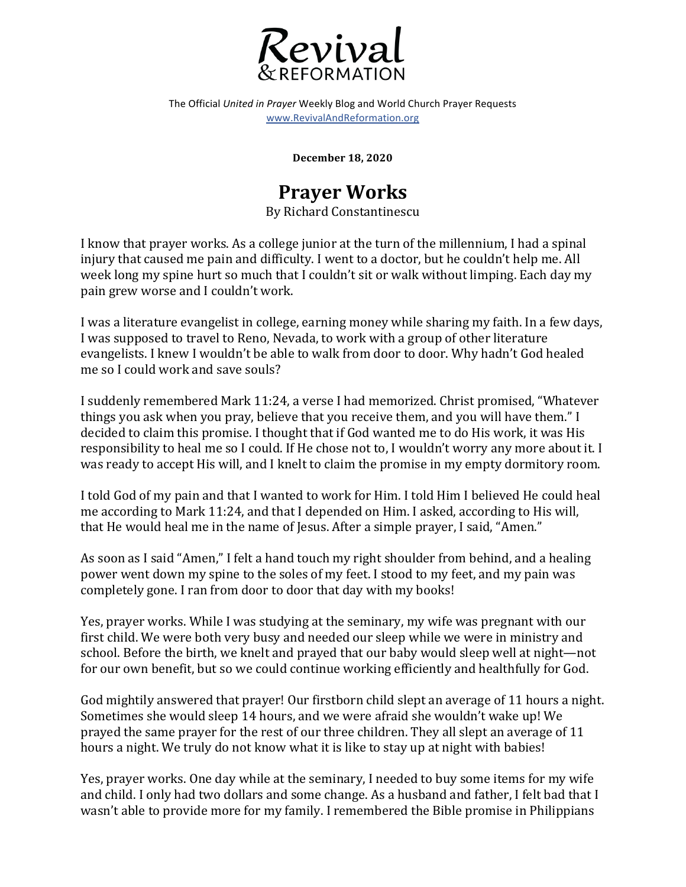Revival & REFORMATION

The Official *United in Prayer* Weekly Blog and World Church Prayer Requests
www.RevivalAndReformation.org

**December 18, 2020**

# Prayer Works

By Richard Constantinescu

I know that prayer works. As a college junior at the turn of the millennium, I had a spinal injury that caused me pain and difficulty. I went to a doctor, but he couldn't help me. All week long my spine hurt so much that I couldn't sit or walk without limping. Each day my pain grew worse and I couldn't work.

I was a literature evangelist in college, earning money while sharing my faith. In a few days, I was supposed to travel to Reno, Nevada, to work with a group of other literature evangelists. I knew I wouldn't be able to walk from door to door. Why hadn't God healed me so I could work and save souls?

I suddenly remembered Mark 11:24, a verse I had memorized. Christ promised, "Whatever things you ask when you pray, believe that you receive them, and you will have them." I decided to claim this promise. I thought that if God wanted me to do His work, it was His responsibility to heal me so I could. If He chose not to, I wouldn't worry any more about it. I was ready to accept His will, and I knelt to claim the promise in my empty dormitory room.

I told God of my pain and that I wanted to work for Him. I told Him I believed He could heal me according to Mark 11:24, and that I depended on Him. I asked, according to His will, that He would heal me in the name of Jesus. After a simple prayer, I said, "Amen."

As soon as I said "Amen," I felt a hand touch my right shoulder from behind, and a healing power went down my spine to the soles of my feet. I stood to my feet, and my pain was completely gone. I ran from door to door that day with my books!

Yes, prayer works. While I was studying at the seminary, my wife was pregnant with our first child. We were both very busy and needed our sleep while we were in ministry and school. Before the birth, we knelt and prayed that our baby would sleep well at night—not for our own benefit, but so we could continue working efficiently and healthfully for God.

God mightily answered that prayer! Our firstborn child slept an average of 11 hours a night. Sometimes she would sleep 14 hours, and we were afraid she wouldn't wake up! We prayed the same prayer for the rest of our three children. They all slept an average of 11 hours a night. We truly do not know what it is like to stay up at night with babies!

Yes, prayer works. One day while at the seminary, I needed to buy some items for my wife and child. I only had two dollars and some change. As a husband and father, I felt bad that I wasn't able to provide more for my family. I remembered the Bible promise in Philippians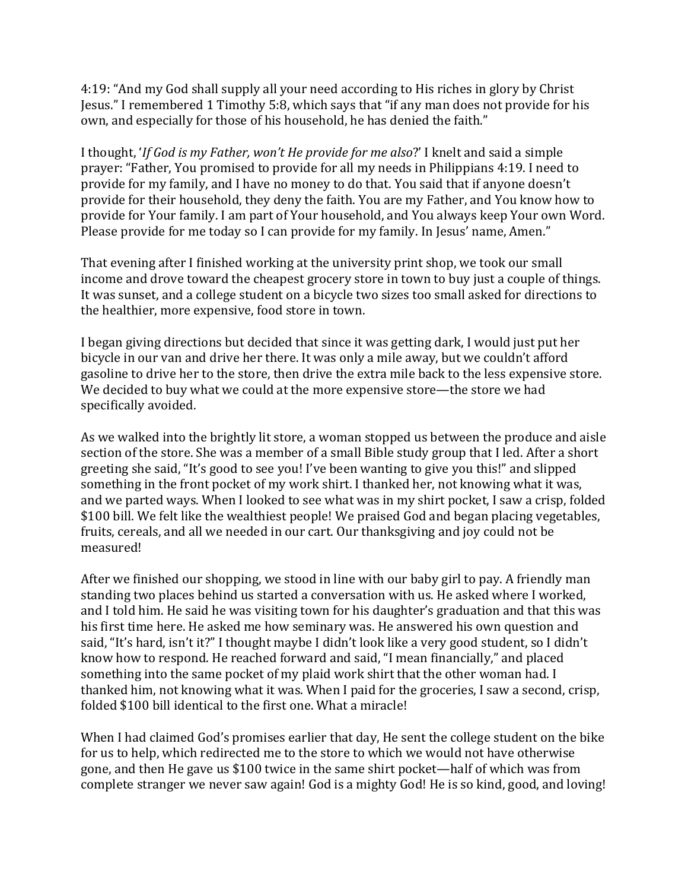4:19: “And my God shall supply all your need according to His riches in glory by Christ Jesus.” I remembered 1 Timothy 5:8, which says that “if any man does not provide for his own, and especially for those of his household, he has denied the faith.”

I thought, ‘*If God is my Father, won’t He provide for me also*?’ I knelt and said a simple prayer: “Father, You promised to provide for all my needs in Philippians 4:19. I need to provide for my family, and I have no money to do that. You said that if anyone doesn’t provide for their household, they deny the faith. You are my Father, and You know how to provide for Your family. I am part of Your household, and You always keep Your own Word. Please provide for me today so I can provide for my family. In Jesus’ name, Amen.”

That evening after I finished working at the university print shop, we took our small income and drove toward the cheapest grocery store in town to buy just a couple of things. It was sunset, and a college student on a bicycle two sizes too small asked for directions to the healthier, more expensive, food store in town.

I began giving directions but decided that since it was getting dark, I would just put her bicycle in our van and drive her there. It was only a mile away, but we couldn’t afford gasoline to drive her to the store, then drive the extra mile back to the less expensive store. We decided to buy what we could at the more expensive store—the store we had specifically avoided.

As we walked into the brightly lit store, a woman stopped us between the produce and aisle section of the store. She was a member of a small Bible study group that I led. After a short greeting she said, “It’s good to see you! I’ve been wanting to give you this!” and slipped something in the front pocket of my work shirt. I thanked her, not knowing what it was, and we parted ways. When I looked to see what was in my shirt pocket, I saw a crisp, folded $100 bill. We felt like the wealthiest people! We praised God and began placing vegetables, fruits, cereals, and all we needed in our cart. Our thanksgiving and joy could not be measured!

After we finished our shopping, we stood in line with our baby girl to pay. A friendly man standing two places behind us started a conversation with us. He asked where I worked, and I told him. He said he was visiting town for his daughter’s graduation and that this was his first time here. He asked me how seminary was. He answered his own question and said, “It’s hard, isn’t it?” I thought maybe I didn’t look like a very good student, so I didn’t know how to respond. He reached forward and said, “I mean financially,” and placed something into the same pocket of my plaid work shirt that the other woman had. I thanked him, not knowing what it was. When I paid for the groceries, I saw a second, crisp, folded $100 bill identical to the first one. What a miracle!

When I had claimed God’s promises earlier that day, He sent the college student on the bike for us to help, which redirected me to the store to which we would not have otherwise gone, and then He gave us $100 twice in the same shirt pocket—half of which was from complete stranger we never saw again! God is a mighty God! He is so kind, good, and loving!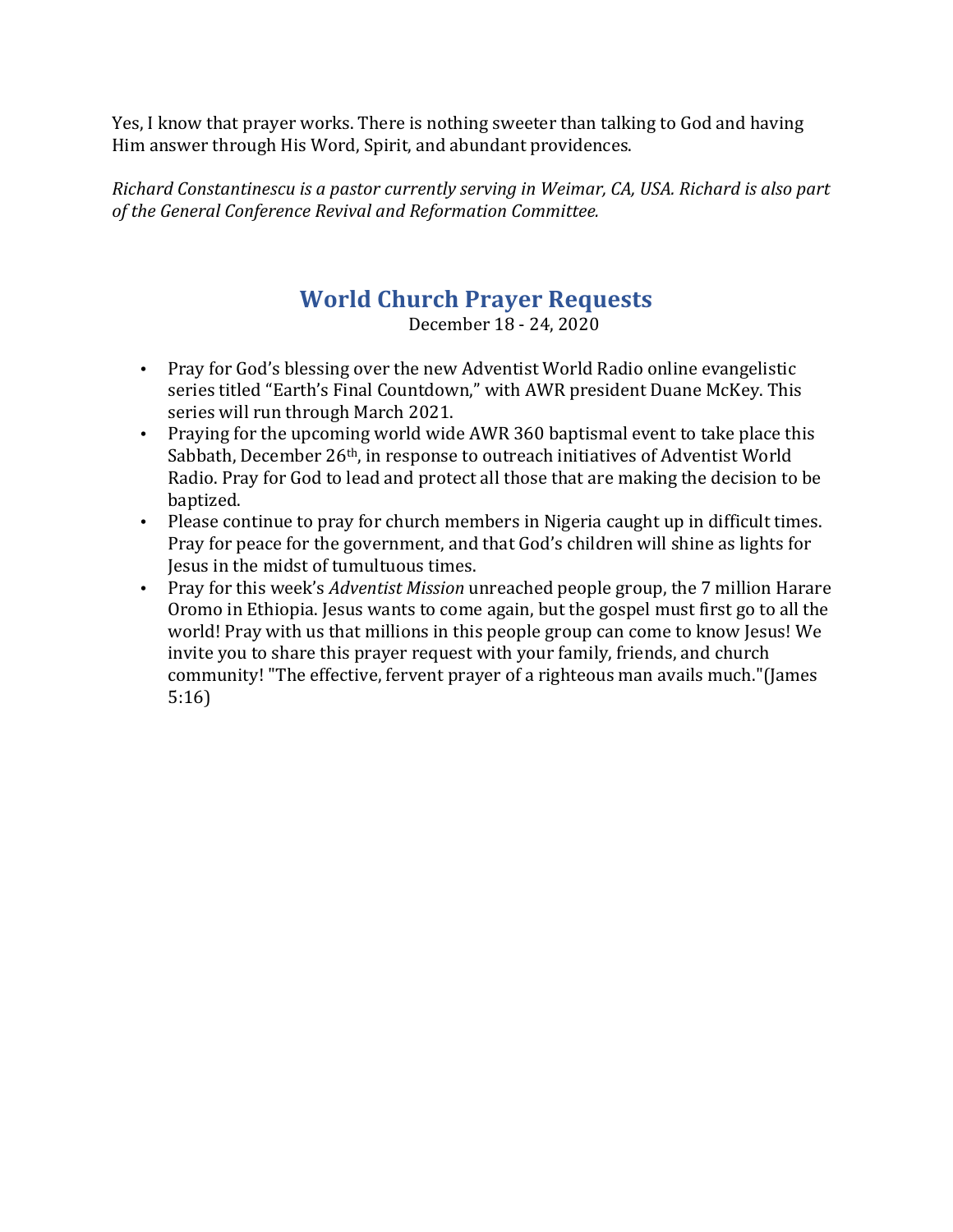Yes, I know that prayer works. There is nothing sweeter than talking to God and having Him answer through His Word, Spirit, and abundant providences.

*Richard Constantinescu is a pastor currently serving in Weimar, CA, USA. Richard is also part of the General Conference Revival and Reformation Committee.*

## World Church Prayer Requests

December 18 - 24, 2020

- Pray for God's blessing over the new Adventist World Radio online evangelistic series titled "Earth's Final Countdown," with AWR president Duane McKey. This series will run through March 2021.
- Praying for the upcoming world wide AWR 360 baptismal event to take place this Sabbath, December 26th, in response to outreach initiatives of Adventist World Radio. Pray for God to lead and protect all those that are making the decision to be baptized.
- Please continue to pray for church members in Nigeria caught up in difficult times. Pray for peace for the government, and that God's children will shine as lights for Jesus in the midst of tumultuous times.
- Pray for this week's *Adventist Mission* unreached people group, the 7 million Harare Oromo in Ethiopia. Jesus wants to come again, but the gospel must first go to all the world! Pray with us that millions in this people group can come to know Jesus! We invite you to share this prayer request with your family, friends, and church community! "The effective, fervent prayer of a righteous man avails much."(James 5:16)